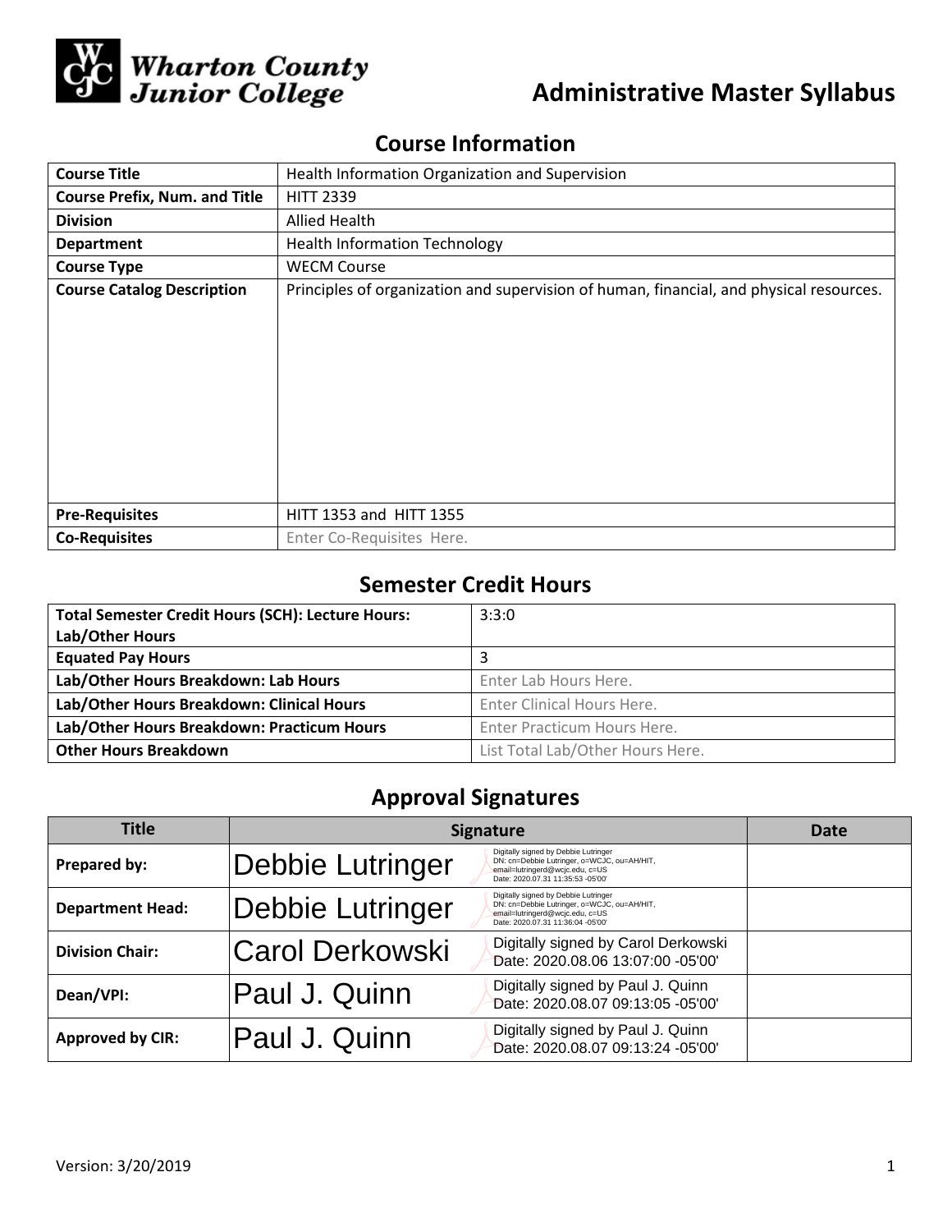Wharton County Junior College

# Administrative Master Syllabus

## Course Information

| Course Title | Health Information Organization and Supervision |
|---|---|
| Course Prefix, Num. and Title | HITT 2339 |
| Division | Allied Health |
| Department | Health Information Technology |
| Course Type | WECM Course |
| Course Catalog Description | Principles of organization and supervision of human, financial, and physical resources. |
| Pre-Requisites | HITT 1353 and HITT 1355 |
| Co-Requisites | Enter Co-Requisites Here. |

## Semester Credit Hours

| Total Semester Credit Hours (SCH): Lecture Hours: Lab/Other Hours | 3:3:0 |
|---|---|
| Equated Pay Hours | 3 |
| Lab/Other Hours Breakdown: Lab Hours | Enter Lab Hours Here. |
| Lab/Other Hours Breakdown: Clinical Hours | Enter Clinical Hours Here. |
| Lab/Other Hours Breakdown: Practicum Hours | Enter Practicum Hours Here. |
| Other Hours Breakdown | List Total Lab/Other Hours Here. |

## Approval Signatures

| Title | Signature | Date |
|---|---|---|
| Prepared by: | Debbie Lutringer — Digitally signed by Debbie Lutringer DN: cn=Debbie Lutringer, o=WCJC, ou=AH/HIT, email=lutringerd@wcjc.edu, c=US Date: 2020.07.31 11:35:53 -05'00' | |
| Department Head: | Debbie Lutringer — Digitally signed by Debbie Lutringer DN: cn=Debbie Lutringer, o=WCJC, ou=AH/HIT, email=lutringerd@wcjc.edu, c=US Date: 2020.07.31 11:36:04 -05'00' | |
| Division Chair: | Carol Derkowski — Digitally signed by Carol Derkowski Date: 2020.08.06 13:07:00 -05'00' | |
| Dean/VPI: | Paul J. Quinn — Digitally signed by Paul J. Quinn Date: 2020.08.07 09:13:05 -05'00' | |
| Approved by CIR: | Paul J. Quinn — Digitally signed by Paul J. Quinn Date: 2020.08.07 09:13:24 -05'00' | |

Version: 3/20/2019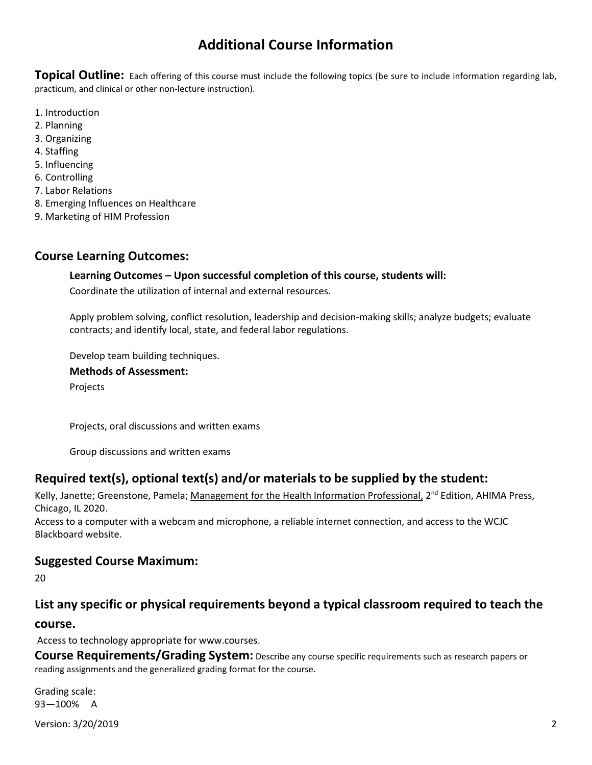# Additional Course Information

**Topical Outline:** Each offering of this course must include the following topics (be sure to include information regarding lab, practicum, and clinical or other non-lecture instruction).

1. Introduction
2. Planning
3. Organizing
4. Staffing
5. Influencing
6. Controlling
7. Labor Relations
8. Emerging Influences on Healthcare
9. Marketing of HIM Profession

## Course Learning Outcomes:

**Learning Outcomes – Upon successful completion of this course, students will:**

Coordinate the utilization of internal and external resources.

Apply problem solving, conflict resolution, leadership and decision-making skills; analyze budgets; evaluate contracts; and identify local, state, and federal labor regulations.

Develop team building techniques.

**Methods of Assessment:**

Projects

Projects, oral discussions and written exams

Group discussions and written exams

## Required text(s), optional text(s) and/or materials to be supplied by the student:

Kelly, Janette; Greenstone, Pamela; Management for the Health Information Professional, 2nd Edition, AHIMA Press, Chicago, IL 2020.
Access to a computer with a webcam and microphone, a reliable internet connection, and access to the WCJC Blackboard website.

## Suggested Course Maximum:

20

## List any specific or physical requirements beyond a typical classroom required to teach the course.

Access to technology appropriate for www.courses.

**Course Requirements/Grading System:** Describe any course specific requirements such as research papers or reading assignments and the generalized grading format for the course.

Grading scale:
93—100% A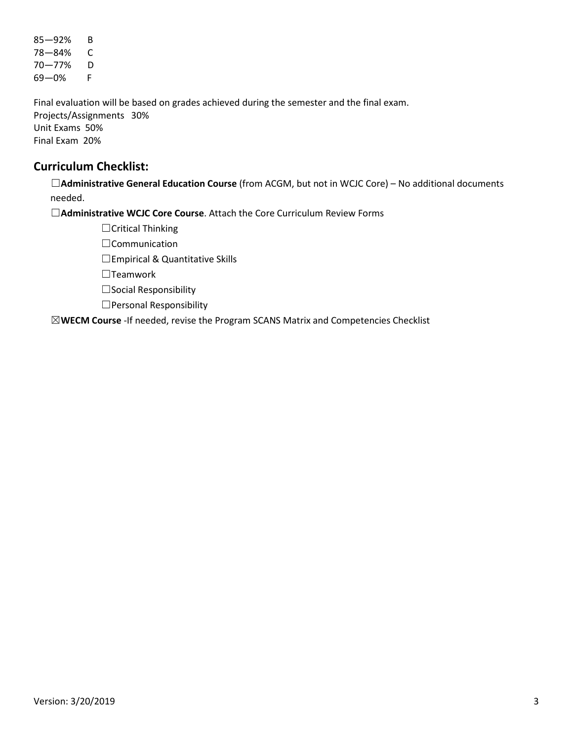85—92% B
78—84% C
70—77% D
69—0% F

Final evaluation will be based on grades achieved during the semester and the final exam.
Projects/Assignments 30%
Unit Exams 50%
Final Exam 20%

## Curriculum Checklist:

☐**Administrative General Education Course** (from ACGM, but not in WCJC Core) – No additional documents needed.

☐**Administrative WCJC Core Course**. Attach the Core Curriculum Review Forms

- ☐Critical Thinking
- ☐Communication
- ☐Empirical & Quantitative Skills
- ☐Teamwork
- ☐Social Responsibility
- ☐Personal Responsibility

☒**WECM Course** -If needed, revise the Program SCANS Matrix and Competencies Checklist

Version: 3/20/2019